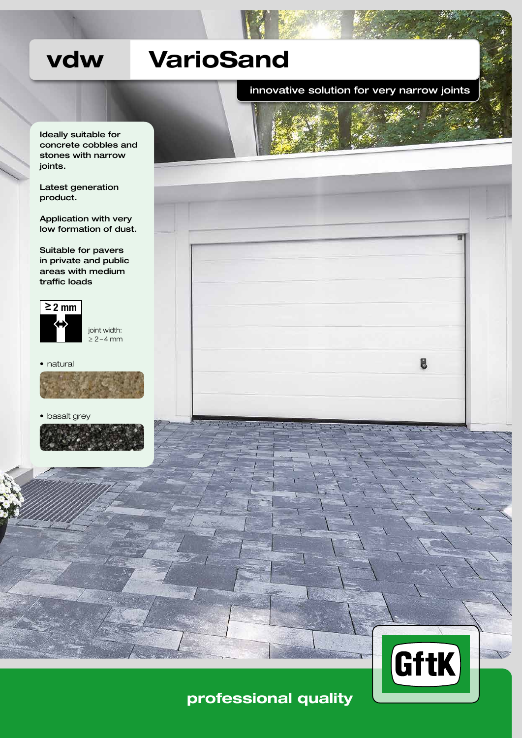# vdw VarioSand

## innovative solution for very narrow joints

Ideally suitable for concrete cobbles and stones with narrow joints.

Latest generation product.

Application with very low formation of dust.

Suitable for pavers in private and public areas with medium traffic loads

≥ 2 mm

joint width: ≥ 2 – 4 mm

- natural
- basalt grey

GftK

**professional quality**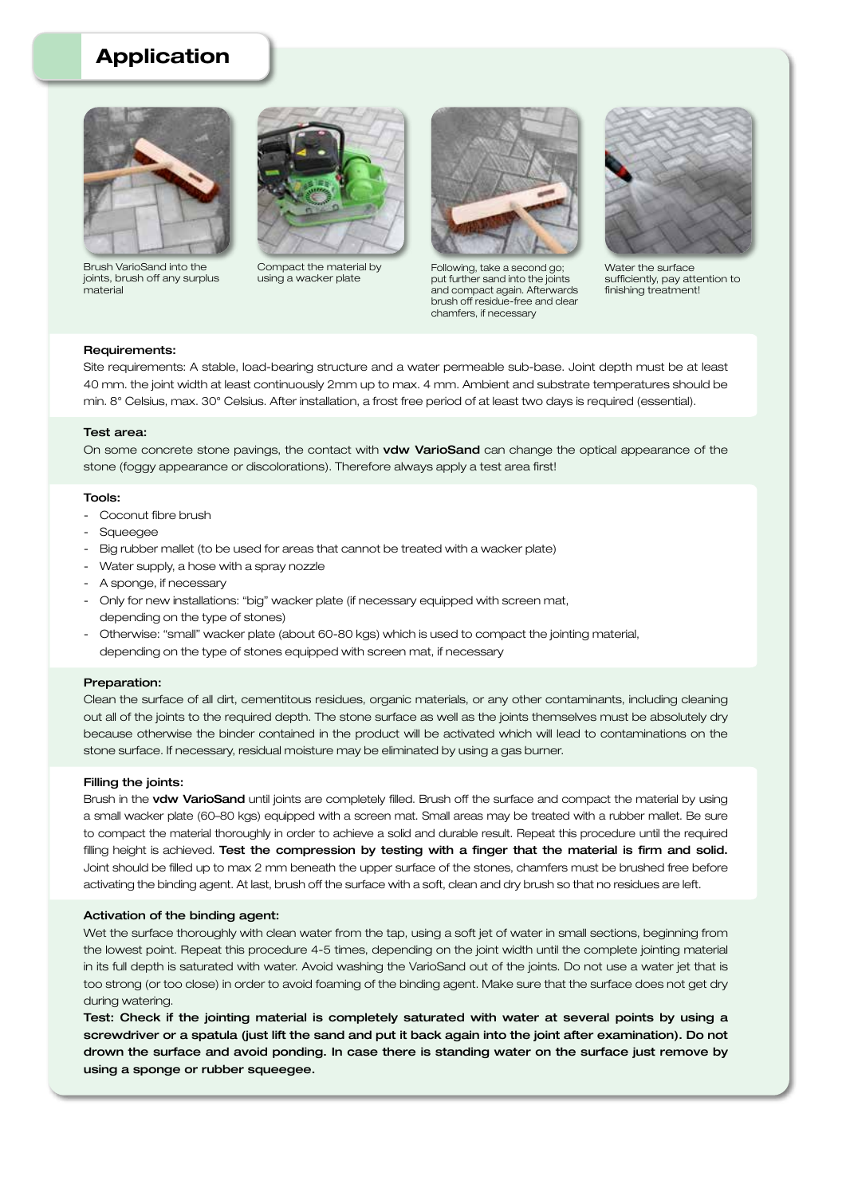## Application

Brush VarioSand into the joints, brush off any surplus material

Compact the material by using a wacker plate

Following, take a second go; put further sand into the joints and compact again. Afterwards brush off residue-free and clear chamfers, if necessary

Water the surface sufficiently, pay attention to finishing treatment!

**Requirements:**

Site requirements: A stable, load-bearing structure and a water permeable sub-base. Joint depth must be at least 40 mm. the joint width at least continuously 2mm up to max. 4 mm. Ambient and substrate temperatures should be min. 8° Celsius, max. 30° Celsius. After installation, a frost free period of at least two days is required (essential).

**Test area:**

On some concrete stone pavings, the contact with **vdw VarioSand** can change the optical appearance of the stone (foggy appearance or discolorations). Therefore always apply a test area first!

**Tools:**

- Coconut fibre brush
- Squeegee
- Big rubber mallet (to be used for areas that cannot be treated with a wacker plate)
- Water supply, a hose with a spray nozzle
- A sponge, if necessary
- Only for new installations: "big" wacker plate (if necessary equipped with screen mat, depending on the type of stones)
- Otherwise: "small" wacker plate (about 60-80 kgs) which is used to compact the jointing material, depending on the type of stones equipped with screen mat, if necessary

**Preparation:**

Clean the surface of all dirt, cementitous residues, organic materials, or any other contaminants, including cleaning out all of the joints to the required depth. The stone surface as well as the joints themselves must be absolutely dry because otherwise the binder contained in the product will be activated which will lead to contaminations on the stone surface. If necessary, residual moisture may be eliminated by using a gas burner.

**Filling the joints:**

Brush in the **vdw VarioSand** until joints are completely filled. Brush off the surface and compact the material by using a small wacker plate (60–80 kgs) equipped with a screen mat. Small areas may be treated with a rubber mallet. Be sure to compact the material thoroughly in order to achieve a solid and durable result. Repeat this procedure until the required filling height is achieved. **Test the compression by testing with a finger that the material is firm and solid.** Joint should be filled up to max 2 mm beneath the upper surface of the stones, chamfers must be brushed free before activating the binding agent. At last, brush off the surface with a soft, clean and dry brush so that no residues are left.

**Activation of the binding agent:**

Wet the surface thoroughly with clean water from the tap, using a soft jet of water in small sections, beginning from the lowest point. Repeat this procedure 4-5 times, depending on the joint width until the complete jointing material in its full depth is saturated with water. Avoid washing the VarioSand out of the joints. Do not use a water jet that is too strong (or too close) in order to avoid foaming of the binding agent. Make sure that the surface does not get dry during watering.

**Test: Check if the jointing material is completely saturated with water at several points by using a screwdriver or a spatula (just lift the sand and put it back again into the joint after examination). Do not drown the surface and avoid ponding. In case there is standing water on the surface just remove by using a sponge or rubber squeegee.**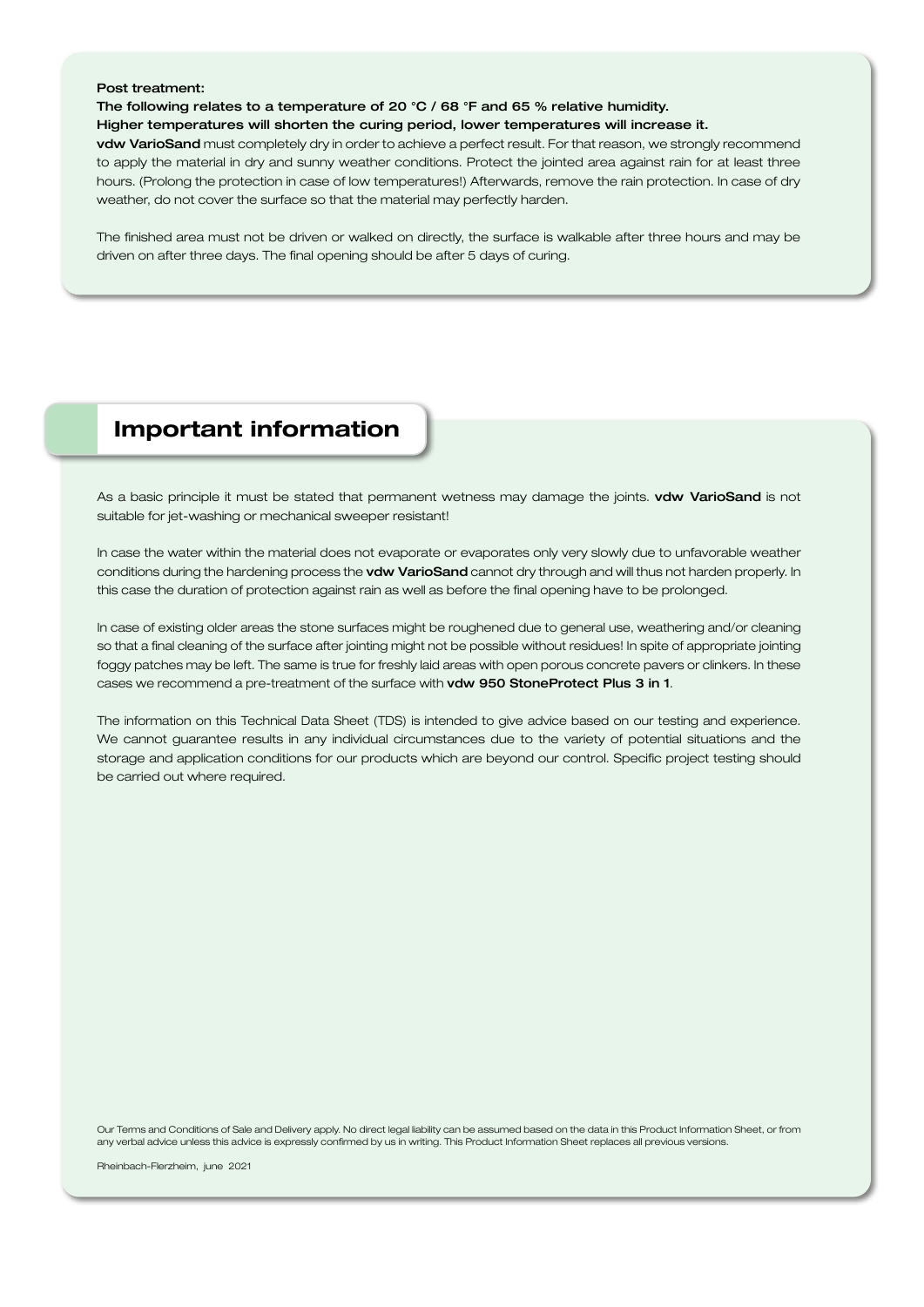**Post treatment:**

**The following relates to a temperature of 20 °C / 68 °F and 65 % relative humidity.**
**Higher temperatures will shorten the curing period, lower temperatures will increase it.**
**vdw VarioSand** must completely dry in order to achieve a perfect result. For that reason, we strongly recommend to apply the material in dry and sunny weather conditions. Protect the jointed area against rain for at least three hours. (Prolong the protection in case of low temperatures!) Afterwards, remove the rain protection. In case of dry weather, do not cover the surface so that the material may perfectly harden.

The finished area must not be driven or walked on directly, the surface is walkable after three hours and may be driven on after three days. The final opening should be after 5 days of curing.

## Important information

As a basic principle it must be stated that permanent wetness may damage the joints. **vdw VarioSand** is not suitable for jet-washing or mechanical sweeper resistant!

In case the water within the material does not evaporate or evaporates only very slowly due to unfavorable weather conditions during the hardening process the **vdw VarioSand** cannot dry through and will thus not harden properly. In this case the duration of protection against rain as well as before the final opening have to be prolonged.

In case of existing older areas the stone surfaces might be roughened due to general use, weathering and/or cleaning so that a final cleaning of the surface after jointing might not be possible without residues! In spite of appropriate jointing foggy patches may be left. The same is true for freshly laid areas with open porous concrete pavers or clinkers. In these cases we recommend a pre-treatment of the surface with **vdw 950 StoneProtect Plus 3 in 1**.

The information on this Technical Data Sheet (TDS) is intended to give advice based on our testing and experience. We cannot guarantee results in any individual circumstances due to the variety of potential situations and the storage and application conditions for our products which are beyond our control. Specific project testing should be carried out where required.

Our Terms and Conditions of Sale and Delivery apply. No direct legal liability can be assumed based on the data in this Product Information Sheet, or from any verbal advice unless this advice is expressly confirmed by us in writing. This Product Information Sheet replaces all previous versions.

Rheinbach-Flerzheim, june 2021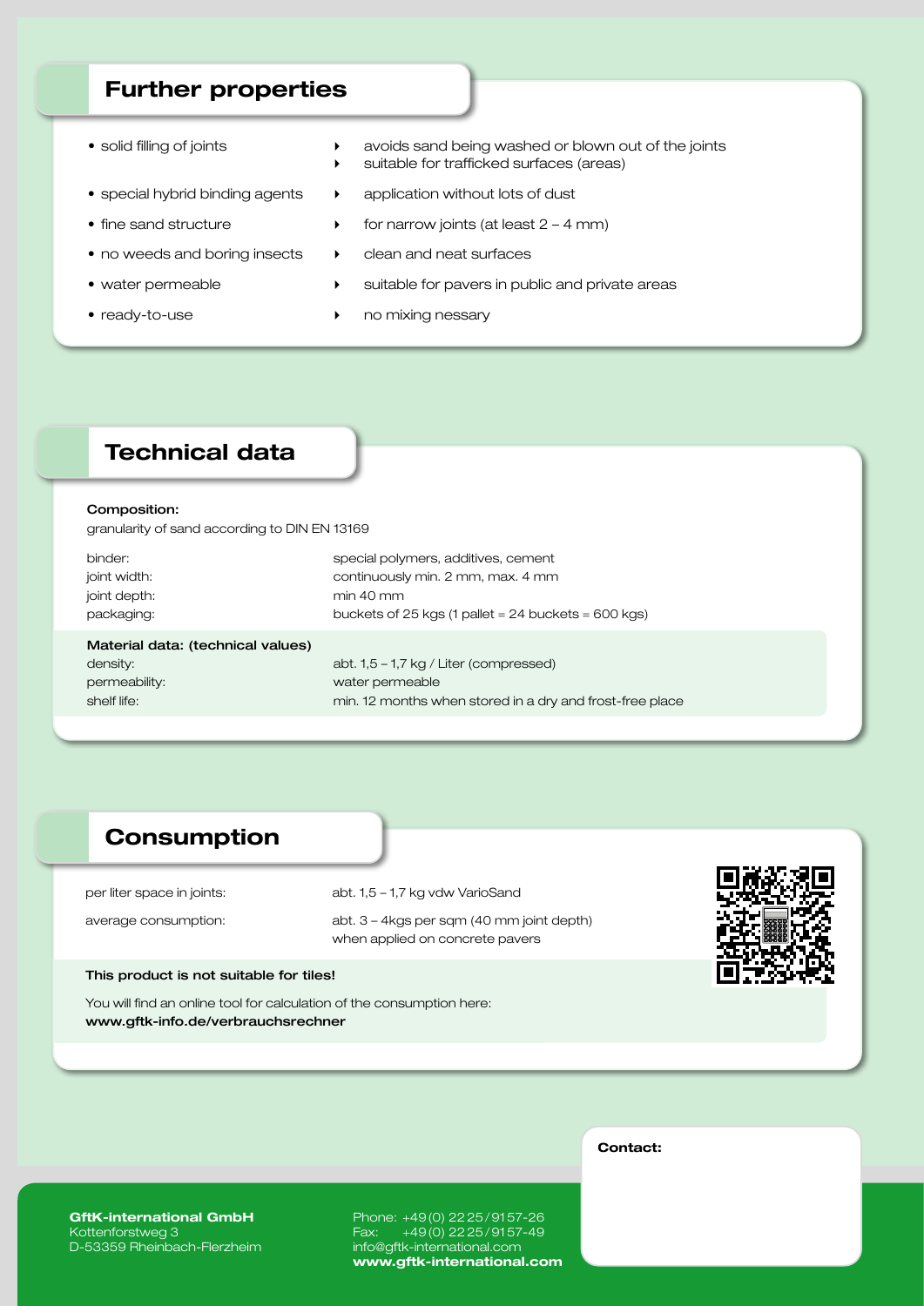## Further properties

| | |
|---|---|
| • solid filling of joints | ▸ avoids sand being washed or blown out of the joints<br>▸ suitable for trafficked surfaces (areas) |
| • special hybrid binding agents | ▸ application without lots of dust |
| • fine sand structure | ▸ for narrow joints (at least 2 – 4 mm) |
| • no weeds and boring insects | ▸ clean and neat surfaces |
| • water permeable | ▸ suitable for pavers in public and private areas |
| • ready-to-use | ▸ no mixing nessary |

## Technical data

**Composition:**
granularity of sand according to DIN EN 13169

| | |
|---|---|
| binder: | special polymers, additives, cement |
| joint width: | continuously min. 2 mm, max. 4 mm |
| joint depth: | min 40 mm |
| packaging: | buckets of 25 kgs (1 pallet = 24 buckets = 600 kgs) |

**Material data: (technical values)**

| | |
|---|---|
| density: | abt. 1,5 – 1,7 kg / Liter (compressed) |
| permeability: | water permeable |
| shelf life: | min. 12 months when stored in a dry and frost-free place |

## Consumption

| | |
|---|---|
| per liter space in joints: | abt. 1,5 – 1,7 kg vdw VarioSand |
| average consumption: | abt. 3 – 4kgs per sqm (40 mm joint depth) when applied on concrete pavers |

**This product is not suitable for tiles!**

You will find an online tool for calculation of the consumption here:
**www.gftk-info.de/verbrauchsrechner**

**Contact:**

**GftK-international GmbH**
Kottenforstweg 3
D-53359 Rheinbach-Flerzheim

Phone: +49 (0) 22 25 / 91 57-26
Fax: +49 (0) 22 25 / 91 57-49
info@gftk-international.com
**www.gftk-international.com**